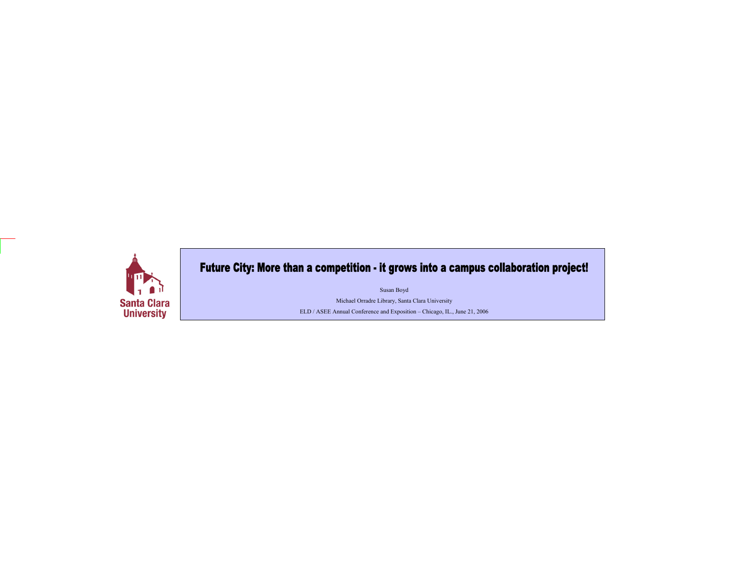Santa Clara University

# Future City: More than a competition - it grows into a campus collaboration project!

Susan Boyd

Michael Orradre Library, Santa Clara University

ELD / ASEE Annual Conference and Exposition – Chicago, IL., June 21, 2006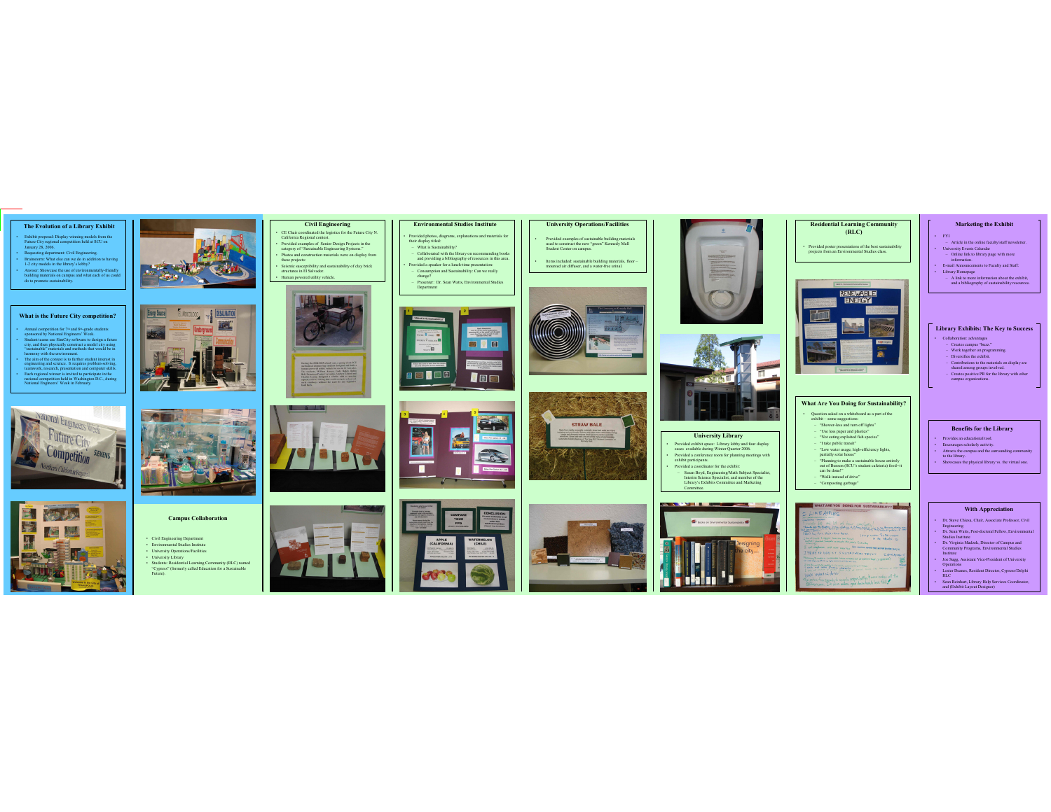## The Evolution of a Library Exhibit

- Exhibit proposal: Display winning models from the Future City regional competition held at SCU on January 28, 2006.
- Requesting department: Civil Engineering.
- Brainstorm: What else can we do in addition to having 1-2 city models in the library's lobby?
- Answer: Showcase the use of environmentally-friendly building materials on campus and what each of us could do to promote sustainability.

## What is the Future City competition?

- Annual competition for 7th and 8th-grade students sponsored by National Engineers' Week.
- Student teams use SimCity software to design a future city, and then physically construct a model city using "sustainable" materials and methods that would be in harmony with the environment.
- The aim of the contest is to further student interest in engineering and science. It requires problem-solving, teamwork, research, presentation and computer skills.
- Each regional winner is invited to participate in the national competition held in Washington D.C., during National Engineers' Week in February.

## Campus Collaboration

- Civil Engineering Department
- Environmental Studies Institute
- University Operations/Facilities
- University Library
- Students: Residential Learning Community (RLC) named "Cypress" (formerly called Education for a Sustainable Future).

## Civil Engineering

- CE Chair coordinated the logistics for the Future City N. California Regional contest.
- Provided examples of Senior Design Projects in the category of "Sustainable Engineering Systems."
- Photos and construction materials were on display from these projects:
- Seismic susceptibility and sustainability of clay brick structures in El Salvador.
- Human powered utility vehicle.

## Environmental Studies Institute

- Provided photos, diagrams, explanations and materials for their display titled:
  - What is Sustainability?
  - Collaborated with the library on recommending books and providing a bibliography of resources in this area.
- Provided a speaker for a lunch-time presentation:
  - Consumption and Sustainability: Can we really change?
  - Presenter: Dr. Sean Watts, Environmental Studies Department

## University Operations/Facilities

- Provided examples of sustainable building materials used to construct the new "green" Kennedy Mall Student Center on campus.
- Items included: sustainable building materials, floor-mounted air diffuser, and a water-free urinal.

## University Library

- Provided exhibit space: Library lobby and four display cases available during Winter Quarter 2006.
- Provided a conference room for planning meetings with exhibit participants.
- Provided a coordinator for the exhibit:
  - Susan Boyd, Engineering/Math Subject Specialist, Interim Science Specialist, and member of the Library's Exhibits Committee and Marketing Committee.

## Residential Learning Community (RLC)

- Provided poster presentations of the best sustainability projects from an Environmental Studies class.

## What Are You Doing for Sustainability?

- Question asked on a whiteboard as a part of the exhibit – some suggestions:
  - "Shower-less and turn off lights"
  - "Use less paper and plastics"
  - "Not eating exploited fish species"
  - "I take public transit"
  - "Low water usage, high-efficiency lights, partially solar house"
  - "Planning to make a sustainable house entirely out of Benson (SCU's student cafeteria) food--it can be done!"
  - "Walk instead of drive"
  - "Composting garbage"

## Marketing the Exhibit

- FYI
  - Article in the online faculty/staff newsletter.
- University Events Calendar
  - Online link to library page with more information.
- E-mail Announcements to Faculty and Staff.
- Library Homepage
  - A link to more information about the exhibit, and a bibliography of sustainability resources.

## Library Exhibits: The Key to Success

- Collaboration: advantages
  - Creates campus "buzz."
  - Work together on programming.
  - Diversifies the exhibit.
  - Contributions to the materials on display are shared among groups involved.
  - Creates positive PR for the library with other campus organizations.

## Benefits for the Library

- Provides an educational tool.
- Encourages scholarly activity.
- Attracts the campus and the surrounding community to the library.
- Showcases the physical library vs. the virtual one.

## With Appreciation

- Dr. Steve Chiesa, Chair, Associate Professor, Civil Engineering
- Dr. Sean Watts, Post-doctoral Fellow, Environmental Studies Institute
- Dr. Virginia Matzek, Director of Campus and Community Programs, Environmental Studies Institute
- Joe Sugg, Assistant Vice-President of University Operations
- Lester Deanes, Resident Director, Cypress/Delphi RLC
- Sean Reinhart, Library Help Services Coordinator, and (Exhibit Layout Designer)